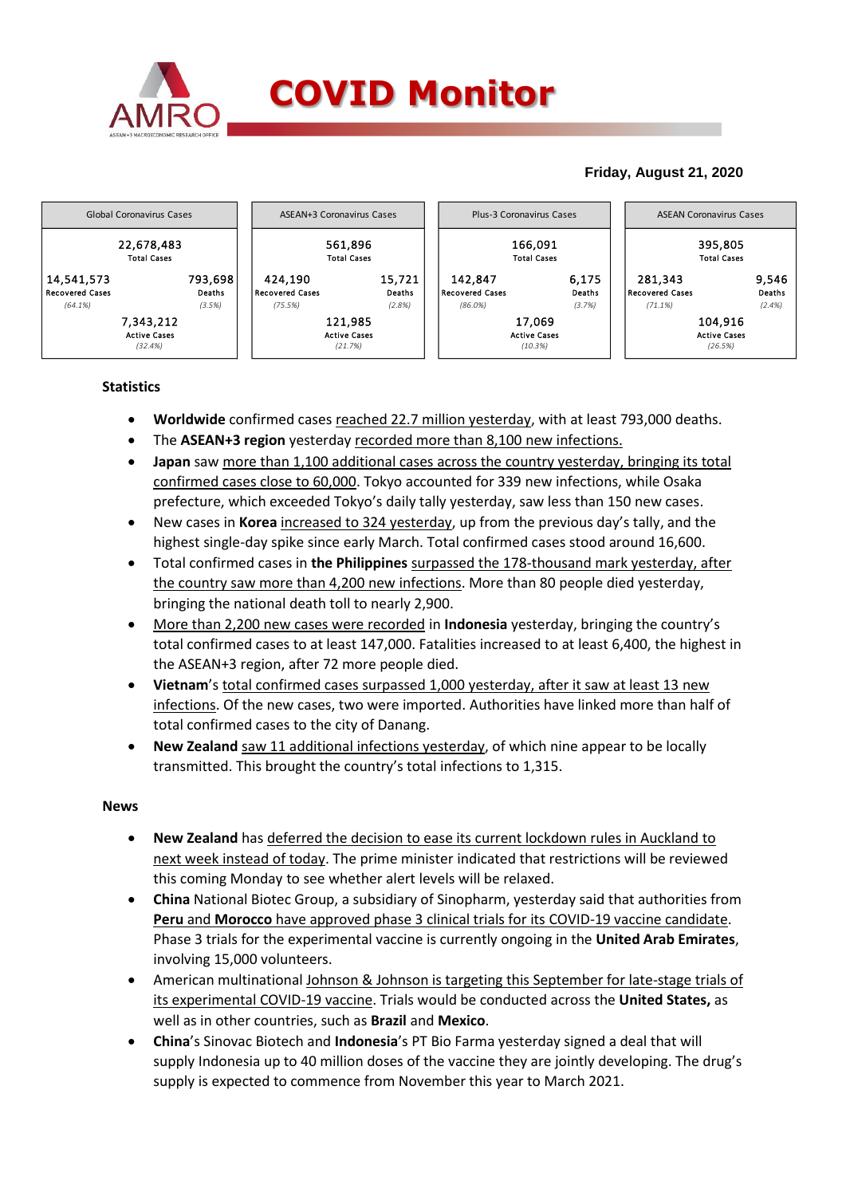# COVID Monitor

**Friday, August 21, 2020**

| Global Coronavirus Cases | ASEAN+3 Coronavirus Cases | Plus-3 Coronavirus Cases | ASEAN Coronavirus Cases |
|---|---|---|---|
| 22,678,483 Total Cases | 561,896 Total Cases | 166,091 Total Cases | 395,805 Total Cases |
| 14,541,573 Recovered Cases (64.1%) | 424,190 Recovered Cases (75.5%) | 142,847 Recovered Cases (86.0%) | 281,343 Recovered Cases (71.1%) |
| 793,698 Deaths (3.5%) | 15,721 Deaths (2.8%) | 6,175 Deaths (3.7%) | 9,546 Deaths (2.4%) |
| 7,343,212 Active Cases (32.4%) | 121,985 Active Cases (21.7%) | 17,069 Active Cases (10.3%) | 104,916 Active Cases (26.5%) |

## Statistics

- **Worldwide** confirmed cases reached 22.7 million yesterday, with at least 793,000 deaths.
- The **ASEAN+3 region** yesterday recorded more than 8,100 new infections.
- **Japan** saw more than 1,100 additional cases across the country yesterday, bringing its total confirmed cases close to 60,000. Tokyo accounted for 339 new infections, while Osaka prefecture, which exceeded Tokyo's daily tally yesterday, saw less than 150 new cases.
- New cases in **Korea** increased to 324 yesterday, up from the previous day's tally, and the highest single-day spike since early March. Total confirmed cases stood around 16,600.
- Total confirmed cases in **the Philippines** surpassed the 178-thousand mark yesterday, after the country saw more than 4,200 new infections. More than 80 people died yesterday, bringing the national death toll to nearly 2,900.
- More than 2,200 new cases were recorded in **Indonesia** yesterday, bringing the country's total confirmed cases to at least 147,000. Fatalities increased to at least 6,400, the highest in the ASEAN+3 region, after 72 more people died.
- **Vietnam**'s total confirmed cases surpassed 1,000 yesterday, after it saw at least 13 new infections. Of the new cases, two were imported. Authorities have linked more than half of total confirmed cases to the city of Danang.
- **New Zealand** saw 11 additional infections yesterday, of which nine appear to be locally transmitted. This brought the country's total infections to 1,315.

## News

- **New Zealand** has deferred the decision to ease its current lockdown rules in Auckland to next week instead of today. The prime minister indicated that restrictions will be reviewed this coming Monday to see whether alert levels will be relaxed.
- **China** National Biotec Group, a subsidiary of Sinopharm, yesterday said that authorities from **Peru** and **Morocco** have approved phase 3 clinical trials for its COVID-19 vaccine candidate. Phase 3 trials for the experimental vaccine is currently ongoing in the **United Arab Emirates**, involving 15,000 volunteers.
- American multinational Johnson & Johnson is targeting this September for late-stage trials of its experimental COVID-19 vaccine. Trials would be conducted across the **United States,** as well as in other countries, such as **Brazil** and **Mexico**.
- **China**'s Sinovac Biotech and **Indonesia**'s PT Bio Farma yesterday signed a deal that will supply Indonesia up to 40 million doses of the vaccine they are jointly developing. The drug's supply is expected to commence from November this year to March 2021.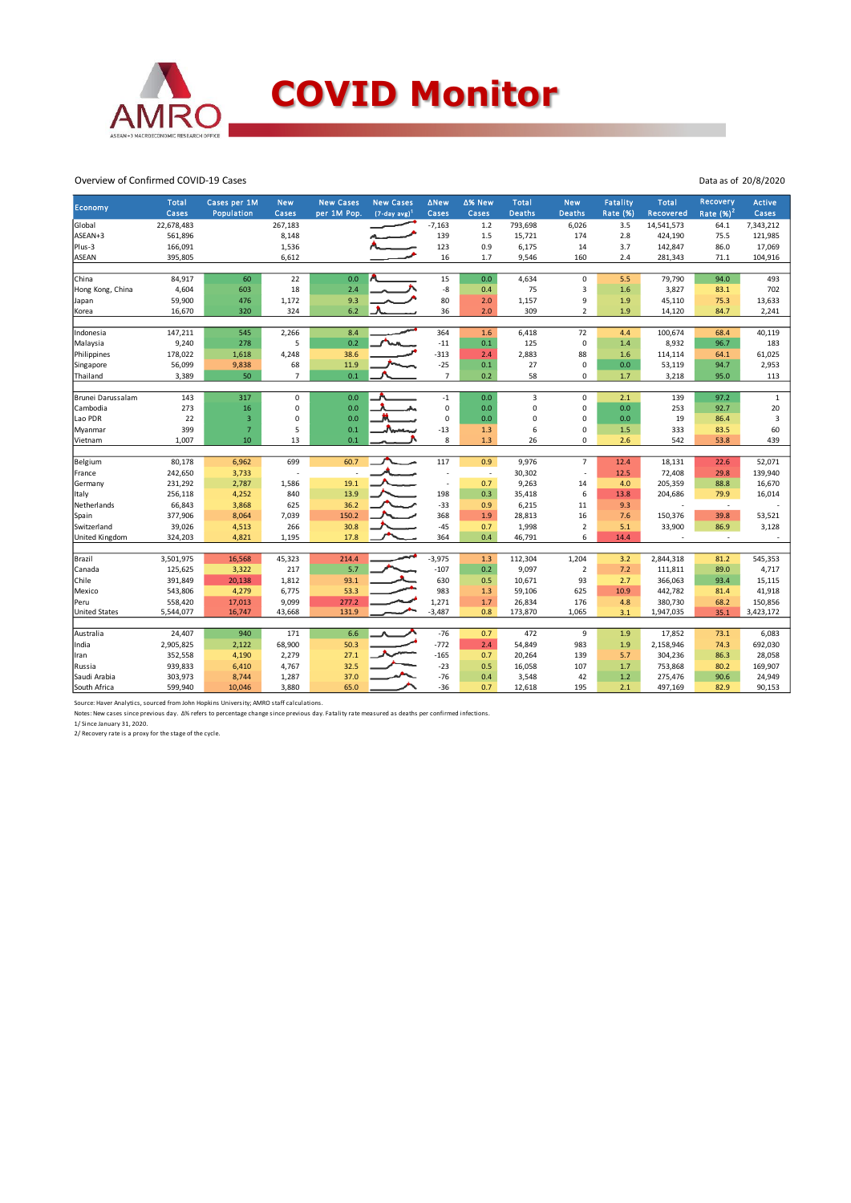# COVID Monitor

Overview of Confirmed COVID-19 Cases

Data as of 20/8/2020

| Economy | Total Cases | Cases per 1M Population | New Cases | New Cases per 1M Pop. | New Cases (7-day avg)[1] | ΔNew Cases | Δ% New Cases | Total Deaths | New Deaths | Fatality Rate (%) | Total Recovered | Recovery Rate (%)[2] | Active Cases |
|---|---|---|---|---|---|---|---|---|---|---|---|---|---|
| Global | 22,678,483 | | 267,183 | | | -7,163 | 1.2 | 793,698 | 6,026 | 3.5 | 14,541,573 | 64.1 | 7,343,212 |
| ASEAN+3 | 561,896 | | 8,148 | | | 139 | 1.5 | 15,721 | 174 | 2.8 | 424,190 | 75.5 | 121,985 |
| Plus-3 | 166,091 | | 1,536 | | | 123 | 0.9 | 6,175 | 14 | 3.7 | 142,847 | 86.0 | 17,069 |
| ASEAN | 395,805 | | 6,612 | | | 16 | 1.7 | 9,546 | 160 | 2.4 | 281,343 | 71.1 | 104,916 |
| | | | | | | | | | | | | | |
| China | 84,917 | 60 | 22 | 0.0 | | 15 | 0.0 | 4,634 | 0 | 5.5 | 79,790 | 94.0 | 493 |
| Hong Kong, China | 4,604 | 603 | 18 | 2.4 | | -8 | 0.4 | 75 | 3 | 1.6 | 3,827 | 83.1 | 702 |
| Japan | 59,900 | 476 | 1,172 | 9.3 | | 80 | 2.0 | 1,157 | 9 | 1.9 | 45,110 | 75.3 | 13,633 |
| Korea | 16,670 | 320 | 324 | 6.2 | | 36 | 2.0 | 309 | 2 | 1.9 | 14,120 | 84.7 | 2,241 |
| | | | | | | | | | | | | | |
| Indonesia | 147,211 | 545 | 2,266 | 8.4 | | 364 | 1.6 | 6,418 | 72 | 4.4 | 100,674 | 68.4 | 40,119 |
| Malaysia | 9,240 | 278 | 5 | 0.2 | | -11 | 0.1 | 125 | 0 | 1.4 | 8,932 | 96.7 | 183 |
| Philippines | 178,022 | 1,618 | 4,248 | 38.6 | | -313 | 2.4 | 2,883 | 88 | 1.6 | 114,114 | 64.1 | 61,025 |
| Singapore | 56,099 | 9,838 | 68 | 11.9 | | -25 | 0.1 | 27 | 0 | 0.0 | 53,119 | 94.7 | 2,953 |
| Thailand | 3,389 | 50 | 7 | 0.1 | | 7 | 0.2 | 58 | 0 | 1.7 | 3,218 | 95.0 | 113 |
| | | | | | | | | | | | | | |
| Brunei Darussalam | 143 | 317 | 0 | 0.0 | | -1 | 0.0 | 3 | 0 | 2.1 | 139 | 97.2 | 1 |
| Cambodia | 273 | 16 | 0 | 0.0 | | 0 | 0.0 | 0 | 0 | 0.0 | 253 | 92.7 | 20 |
| Lao PDR | 22 | 3 | 0 | 0.0 | | 0 | 0.0 | 0 | 0 | 0.0 | 19 | 86.4 | 3 |
| Myanmar | 399 | 7 | 5 | 0.1 | | -13 | 1.3 | 6 | 0 | 1.5 | 333 | 83.5 | 60 |
| Vietnam | 1,007 | 10 | 13 | 0.1 | | 8 | 1.3 | 26 | 0 | 2.6 | 542 | 53.8 | 439 |
| | | | | | | | | | | | | | |
| Belgium | 80,178 | 6,962 | 699 | 60.7 | | 117 | 0.9 | 9,976 | 7 | 12.4 | 18,131 | 22.6 | 52,071 |
| France | 242,650 | 3,733 | - | - | | - | - | 30,302 | - | 12.5 | 72,408 | 29.8 | 139,940 |
| Germany | 231,292 | 2,787 | 1,586 | 19.1 | | - | 0.7 | 9,263 | 14 | 4.0 | 205,359 | 88.8 | 16,670 |
| Italy | 256,118 | 4,252 | 840 | 13.9 | | 198 | 0.3 | 35,418 | 6 | 13.8 | 204,686 | 79.9 | 16,014 |
| Netherlands | 66,843 | 3,868 | 625 | 36.2 | | -33 | 0.9 | 6,215 | 11 | 9.3 | - | - | - |
| Spain | 377,906 | 8,064 | 7,039 | 150.2 | | 368 | 1.9 | 28,813 | 16 | 7.6 | 150,376 | 39.8 | 53,521 |
| Switzerland | 39,026 | 4,513 | 266 | 30.8 | | -45 | 0.7 | 1,998 | 2 | 5.1 | 33,900 | 86.9 | 3,128 |
| United Kingdom | 324,203 | 4,821 | 1,195 | 17.8 | | 364 | 0.4 | 46,791 | 6 | 14.4 | - | - | - |
| | | | | | | | | | | | | | |
| Brazil | 3,501,975 | 16,568 | 45,323 | 214.4 | | -3,975 | 1.3 | 112,304 | 1,204 | 3.2 | 2,844,318 | 81.2 | 545,353 |
| Canada | 125,625 | 3,322 | 217 | 5.7 | | -107 | 0.2 | 9,097 | 2 | 7.2 | 111,811 | 89.0 | 4,717 |
| Chile | 391,849 | 20,138 | 1,812 | 93.1 | | 630 | 0.5 | 10,671 | 93 | 2.7 | 366,063 | 93.4 | 15,115 |
| Mexico | 543,806 | 4,279 | 6,775 | 53.3 | | 983 | 1.3 | 59,106 | 625 | 10.9 | 442,782 | 81.4 | 41,918 |
| Peru | 558,420 | 17,013 | 9,099 | 277.2 | | 1,271 | 1.7 | 26,834 | 176 | 4.8 | 380,730 | 68.2 | 150,856 |
| United States | 5,544,077 | 16,747 | 43,668 | 131.9 | | -3,487 | 0.8 | 173,870 | 1,065 | 3.1 | 1,947,035 | 35.1 | 3,423,172 |
| | | | | | | | | | | | | | |
| Australia | 24,407 | 940 | 171 | 6.6 | | -76 | 0.7 | 472 | 9 | 1.9 | 17,852 | 73.1 | 6,083 |
| India | 2,905,825 | 2,122 | 68,900 | 50.3 | | -772 | 2.4 | 54,849 | 983 | 1.9 | 2,158,946 | 74.3 | 692,030 |
| Iran | 352,558 | 4,190 | 2,279 | 27.1 | | -165 | 0.7 | 20,264 | 139 | 5.7 | 304,236 | 86.3 | 28,058 |
| Russia | 939,833 | 6,410 | 4,767 | 32.5 | | -23 | 0.5 | 16,058 | 107 | 1.7 | 753,868 | 80.2 | 169,907 |
| Saudi Arabia | 303,973 | 8,744 | 1,287 | 37.0 | | -76 | 0.4 | 3,548 | 42 | 1.2 | 275,476 | 90.6 | 24,949 |
| South Africa | 599,940 | 10,046 | 3,880 | 65.0 | | -36 | 0.7 | 12,618 | 195 | 2.1 | 497,169 | 82.9 | 90,153 |

Source: Haver Analytics, sourced from John Hopkins University; AMRO staff calculations.

Notes: New cases since previous day. Δ% refers to percentage change since previous day. Fatality rate measured as deaths per confirmed infections.

1/ Since January 31, 2020.

2/ Recovery rate is a proxy for the stage of the cycle.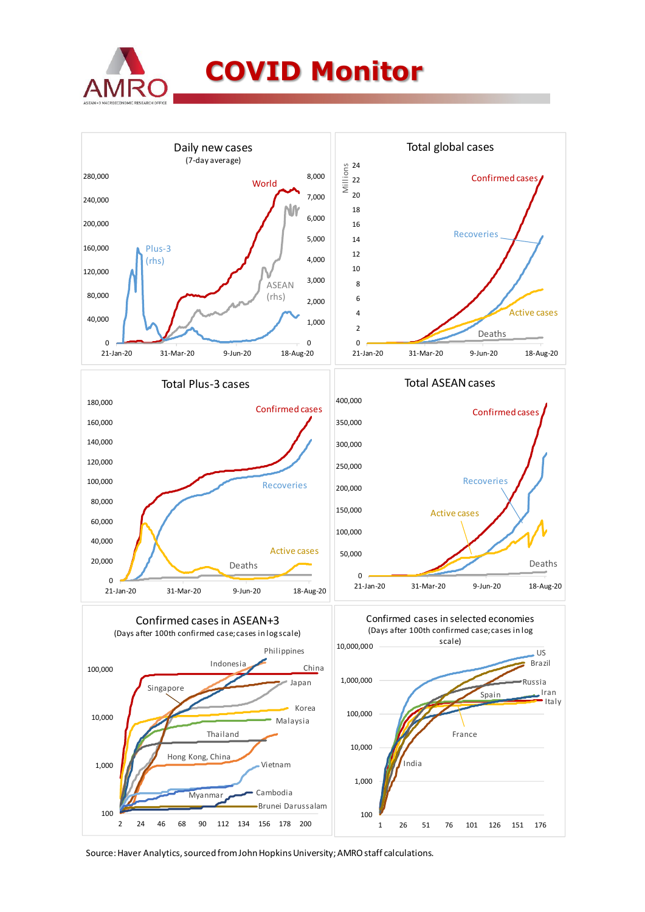# COVID Monitor

AMRO
ASEAN+3 MACROECONOMIC RESEARCH OFFICE

## Daily new cases

(7-day average)

280,000
240,000
200,000
160,000
120,000
80,000
40,000
0

8,000
7,000
6,000
5,000
4,000
3,000
2,000
1,000
0

World
Plus-3 (rhs)
ASEAN (rhs)

21-Jan-20 31-Mar-20 9-Jun-20 18-Aug-20

## Total global cases

Millions

24
22
20
18
16
14
12
10
8
6
4
2
0

Confirmed cases
Recoveries
Active cases
Deaths

21-Jan-20 31-Mar-20 9-Jun-20 18-Aug-20

## Total Plus-3 cases

180,000
160,000
140,000
120,000
100,000
80,000
60,000
40,000
20,000
0

Confirmed cases
Recoveries
Active cases
Deaths

21-Jan-20 31-Mar-20 9-Jun-20 18-Aug-20

## Total ASEAN cases

400,000
350,000
300,000
250,000
200,000
150,000
100,000
50,000
0

Confirmed cases
Recoveries
Active cases
Deaths

21-Jan-20 31-Mar-20 9-Jun-20 18-Aug-20

## Confirmed cases in ASEAN+3

(Days after 100th confirmed case; cases in log scale)

100,000
10,000
1,000
100

Philippines
Indonesia
China
Japan
Singapore
Korea
Malaysia
Thailand
Hong Kong, China
Vietnam
Myanmar
Cambodia
Brunei Darussalam

2 24 46 68 90 112 134 156 178 200

## Confirmed cases in selected economies

(Days after 100th confirmed case; cases in log scale)

10,000,000
1,000,000
100,000
10,000
1,000
100

US
Brazil
Russia
Spain
Iran
Italy
France
India

1 26 51 76 101 126 151 176

Source: Haver Analytics, sourced from John Hopkins University; AMRO staff calculations.